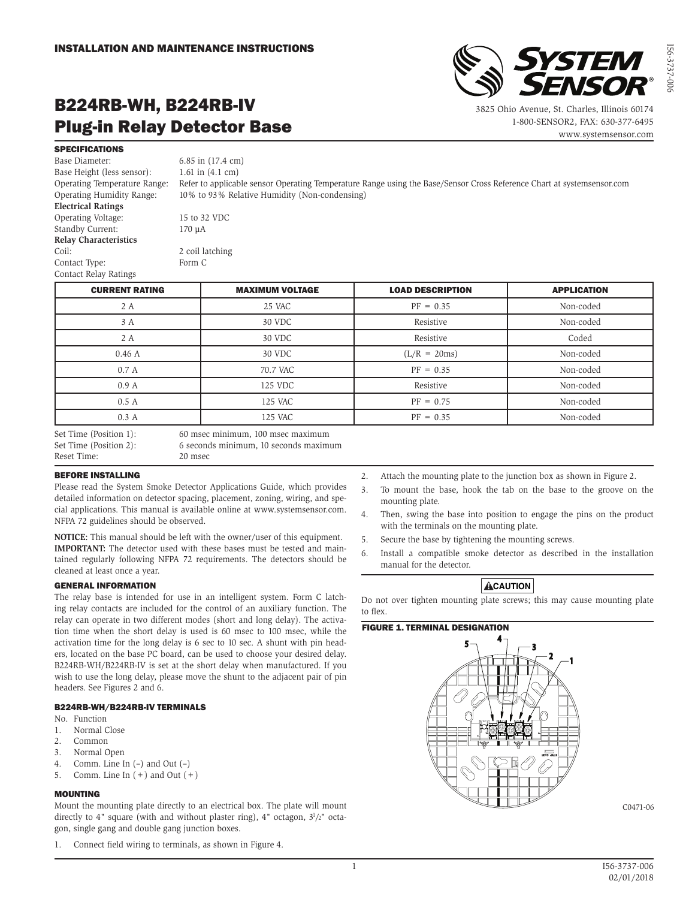INSTALLATION AND MAINTENANCE INSTRUCTIONS

# B224RB-WH, B224RB-IV Plug-in Relay Detector Base

3825 Ohio Avenue, St. Charles, Illinois 60174
1-800-SENSOR2, FAX: 630-377-6495
www.systemsensor.com

## SPECIFICATIONS

Base Diameter: 6.85 in (17.4 cm)
Base Height (less sensor): 1.61 in (4.1 cm)
Operating Temperature Range: Refer to applicable sensor Operating Temperature Range using the Base/Sensor Cross Reference Chart at systemsensor.com
Operating Humidity Range: 10% to 93% Relative Humidity (Non-condensing)

**Electrical Ratings**
Operating Voltage: 15 to 32 VDC
Standby Current: 170 µA

**Relay Characteristics**
Coil: 2 coil latching
Contact Type: Form C
Contact Relay Ratings

| CURRENT RATING | MAXIMUM VOLTAGE | LOAD DESCRIPTION | APPLICATION |
|---|---|---|---|
| 2 A | 25 VAC | PF = 0.35 | Non-coded |
| 3 A | 30 VDC | Resistive | Non-coded |
| 2 A | 30 VDC | Resistive | Coded |
| 0.46 A | 30 VDC | (L/R = 20ms) | Non-coded |
| 0.7 A | 70.7 VAC | PF = 0.35 | Non-coded |
| 0.9 A | 125 VDC | Resistive | Non-coded |
| 0.5 A | 125 VAC | PF = 0.75 | Non-coded |
| 0.3 A | 125 VAC | PF = 0.35 | Non-coded |

Set Time (Position 1): 60 msec minimum, 100 msec maximum
Set Time (Position 2): 6 seconds minimum, 10 seconds maximum
Reset Time: 20 msec

## BEFORE INSTALLING

Please read the System Smoke Detector Applications Guide, which provides detailed information on detector spacing, placement, zoning, wiring, and special applications. This manual is available online at www.systemsensor.com. NFPA 72 guidelines should be observed.

**NOTICE:** This manual should be left with the owner/user of this equipment.
**IMPORTANT:** The detector used with these bases must be tested and maintained regularly following NFPA 72 requirements. The detectors should be cleaned at least once a year.

## GENERAL INFORMATION

The relay base is intended for use in an intelligent system. Form C latching relay contacts are included for the control of an auxiliary function. The relay can operate in two different modes (short and long delay). The activation time when the short delay is used is 60 msec to 100 msec, while the activation time for the long delay is 6 sec to 10 sec. A shunt with pin headers, located on the base PC board, can be used to choose your desired delay. B224RB-WH/B224RB-IV is set at the short delay when manufactured. If you wish to use the long delay, please move the shunt to the adjacent pair of pin headers. See Figures 2 and 6.

### B224RB-WH/B224RB-IV TERMINALS

No. Function
1. Normal Close
2. Common
3. Normal Open
4. Comm. Line In (–) and Out (–)
5. Comm. Line In (+) and Out (+)

## MOUNTING

Mount the mounting plate directly to an electrical box. The plate will mount directly to 4" square (with and without plaster ring), 4" octagon, 3½" octagon, single gang and double gang junction boxes.

1. Connect field wiring to terminals, as shown in Figure 4.
2. Attach the mounting plate to the junction box as shown in Figure 2.
3. To mount the base, hook the tab on the base to the groove on the mounting plate.
4. Then, swing the base into position to engage the pins on the product with the terminals on the mounting plate.
5. Secure the base by tightening the mounting screws.
6. Install a compatible smoke detector as described in the installation manual for the detector.

**⚠CAUTION**

Do not over tighten mounting plate screws; this may cause mounting plate to flex.

### FIGURE 1. TERMINAL DESIGNATION

C0471-06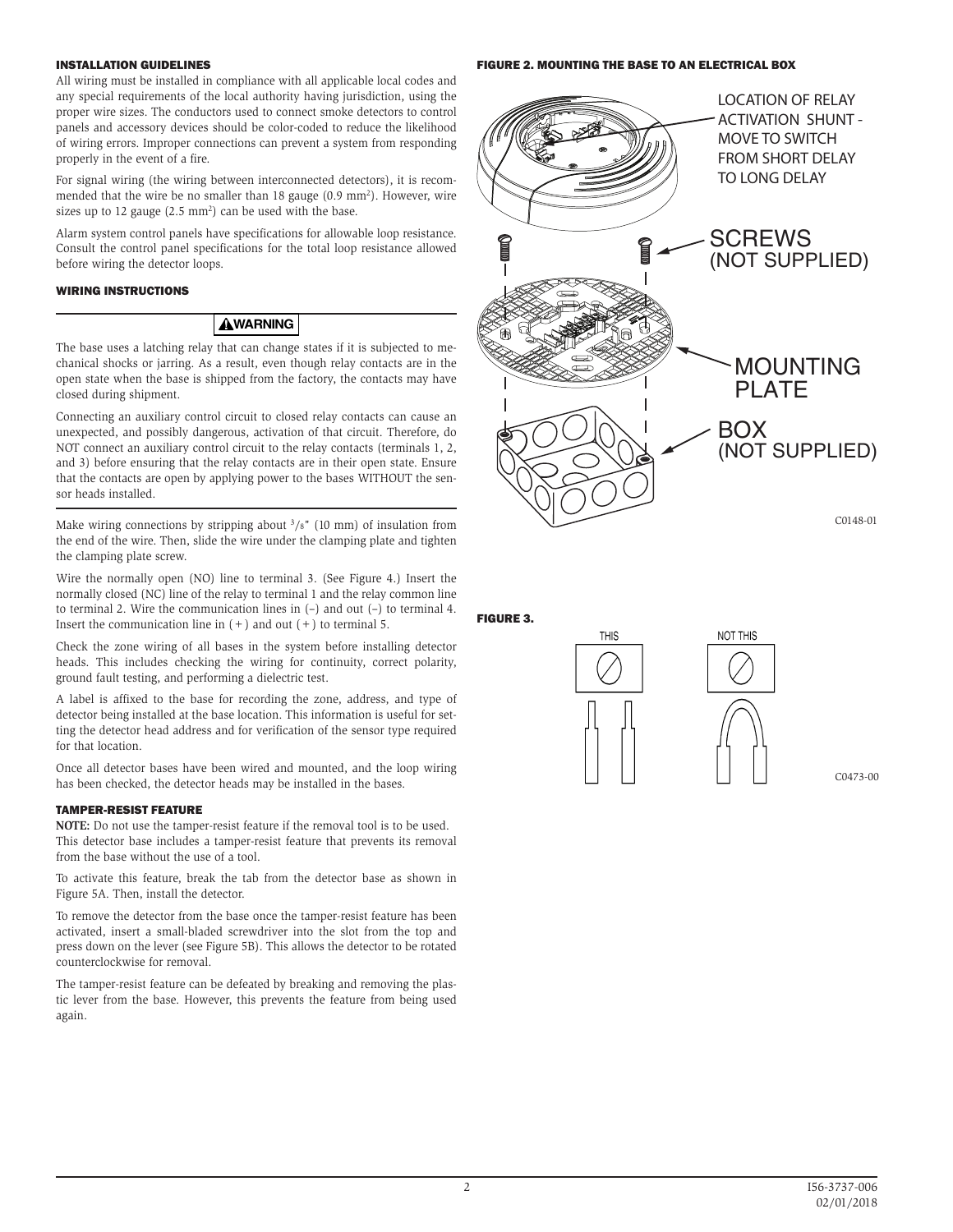### INSTALLATION GUIDELINES

All wiring must be installed in compliance with all applicable local codes and any special requirements of the local authority having jurisdiction, using the proper wire sizes. The conductors used to connect smoke detectors to control panels and accessory devices should be color-coded to reduce the likelihood of wiring errors. Improper connections can prevent a system from responding properly in the event of a fire.

For signal wiring (the wiring between interconnected detectors), it is recommended that the wire be no smaller than 18 gauge (0.9 $mm^2$). However, wire sizes up to 12 gauge (2.5 $mm^2$) can be used with the base.

Alarm system control panels have specifications for allowable loop resistance. Consult the control panel specifications for the total loop resistance allowed before wiring the detector loops.

### WIRING INSTRUCTIONS

**⚠WARNING**

The base uses a latching relay that can change states if it is subjected to mechanical shocks or jarring. As a result, even though relay contacts are in the open state when the base is shipped from the factory, the contacts may have closed during shipment.

Connecting an auxiliary control circuit to closed relay contacts can cause an unexpected, and possibly dangerous, activation of that circuit. Therefore, do NOT connect an auxiliary control circuit to the relay contacts (terminals 1, 2, and 3) before ensuring that the relay contacts are in their open state. Ensure that the contacts are open by applying power to the bases WITHOUT the sensor heads installed.

Make wiring connections by stripping about 3/8" (10 mm) of insulation from the end of the wire. Then, slide the wire under the clamping plate and tighten the clamping plate screw.

Wire the normally open (NO) line to terminal 3. (See Figure 4.) Insert the normally closed (NC) line of the relay to terminal 1 and the relay common line to terminal 2. Wire the communication lines in (–) and out (–) to terminal 4. Insert the communication line in (+) and out (+) to terminal 5.

Check the zone wiring of all bases in the system before installing detector heads. This includes checking the wiring for continuity, correct polarity, ground fault testing, and performing a dielectric test.

A label is affixed to the base for recording the zone, address, and type of detector being installed at the base location. This information is useful for setting the detector head address and for verification of the sensor type required for that location.

Once all detector bases have been wired and mounted, and the loop wiring has been checked, the detector heads may be installed in the bases.

### TAMPER-RESIST FEATURE

**NOTE:** Do not use the tamper-resist feature if the removal tool is to be used.
This detector base includes a tamper-resist feature that prevents its removal from the base without the use of a tool.

To activate this feature, break the tab from the detector base as shown in Figure 5A. Then, install the detector.

To remove the detector from the base once the tamper-resist feature has been activated, insert a small-bladed screwdriver into the slot from the top and press down on the lever (see Figure 5B). This allows the detector to be rotated counterclockwise for removal.

The tamper-resist feature can be defeated by breaking and removing the plastic lever from the base. However, this prevents the feature from being used again.

### FIGURE 2. MOUNTING THE BASE TO AN ELECTRICAL BOX

LOCATION OF RELAY ACTIVATION SHUNT - MOVE TO SWITCH FROM SHORT DELAY TO LONG DELAY

SCREWS (NOT SUPPLIED)

MOUNTING PLATE

BOX (NOT SUPPLIED)

C0148-01

### FIGURE 3.

THIS NOT THIS

C0473-00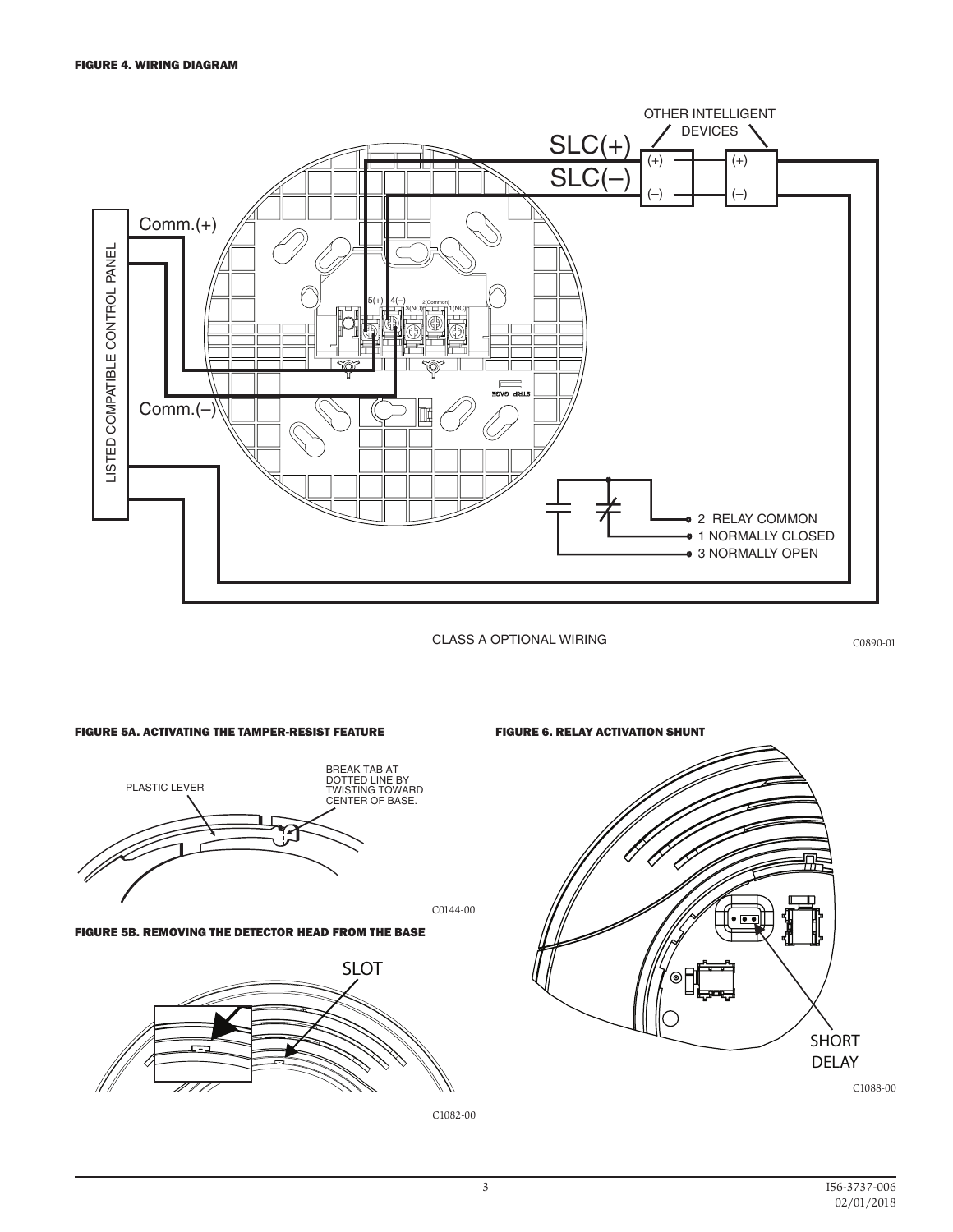#### FIGURE 4. WIRING DIAGRAM

OTHER INTELLIGENT DEVICES

SLC(+)

SLC(–)

Comm.(+)

Comm.(–)

LISTED COMPATIBLE CONTROL PANEL

5(+) 4(–) 3(NO) 2(Common) 1(NC)

STRIP GAGE

2 RELAY COMMON
1 NORMALLY CLOSED
3 NORMALLY OPEN

CLASS A OPTIONAL WIRING

C0890-01

#### FIGURE 5A. ACTIVATING THE TAMPER-RESIST FEATURE

PLASTIC LEVER

BREAK TAB AT DOTTED LINE BY TWISTING TOWARD CENTER OF BASE.

C0144-00

#### FIGURE 5B. REMOVING THE DETECTOR HEAD FROM THE BASE

SLOT

C1082-00

#### FIGURE 6. RELAY ACTIVATION SHUNT

SHORT DELAY

C1088-00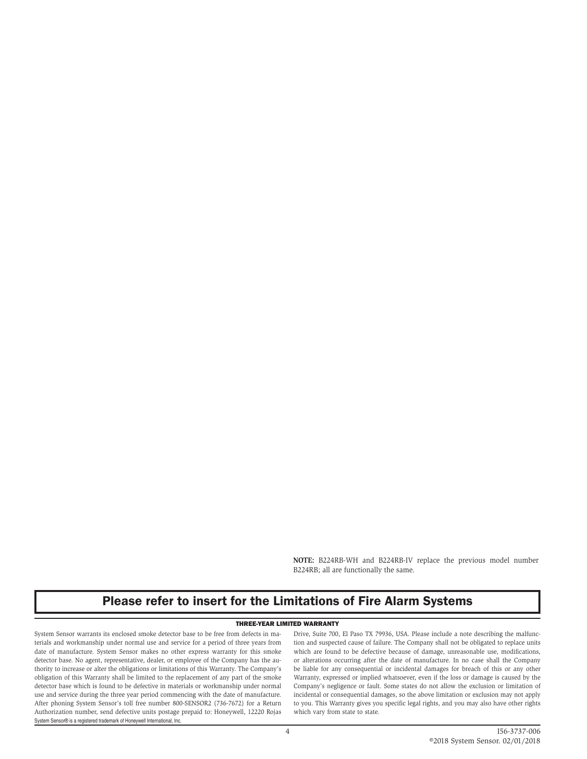**NOTE:** B224RB-WH and B224RB-IV replace the previous model number B224RB; all are functionally the same.

## Please refer to insert for the Limitations of Fire Alarm Systems

### THREE-YEAR LIMITED WARRANTY

System Sensor warrants its enclosed smoke detector base to be free from defects in materials and workmanship under normal use and service for a period of three years from date of manufacture. System Sensor makes no other express warranty for this smoke detector base. No agent, representative, dealer, or employee of the Company has the authority to increase or alter the obligations or limitations of this Warranty. The Company's obligation of this Warranty shall be limited to the replacement of any part of the smoke detector base which is found to be defective in materials or workmanship under normal use and service during the three year period commencing with the date of manufacture. After phoning System Sensor's toll free number 800-SENSOR2 (736-7672) for a Return Authorization number, send defective units postage prepaid to: Honeywell, 12220 Rojas Drive, Suite 700, El Paso TX 79936, USA. Please include a note describing the malfunction and suspected cause of failure. The Company shall not be obligated to replace units which are found to be defective because of damage, unreasonable use, modifications, or alterations occurring after the date of manufacture. In no case shall the Company be liable for any consequential or incidental damages for breach of this or any other Warranty, expressed or implied whatsoever, even if the loss or damage is caused by the Company's negligence or fault. Some states do not allow the exclusion or limitation of incidental or consequential damages, so the above limitation or exclusion may not apply to you. This Warranty gives you specific legal rights, and you may also have other rights which vary from state to state.

System Sensor® is a registered trademark of Honeywell International, Inc.

I56-3737-006

©2018 System Sensor. 02/01/2018